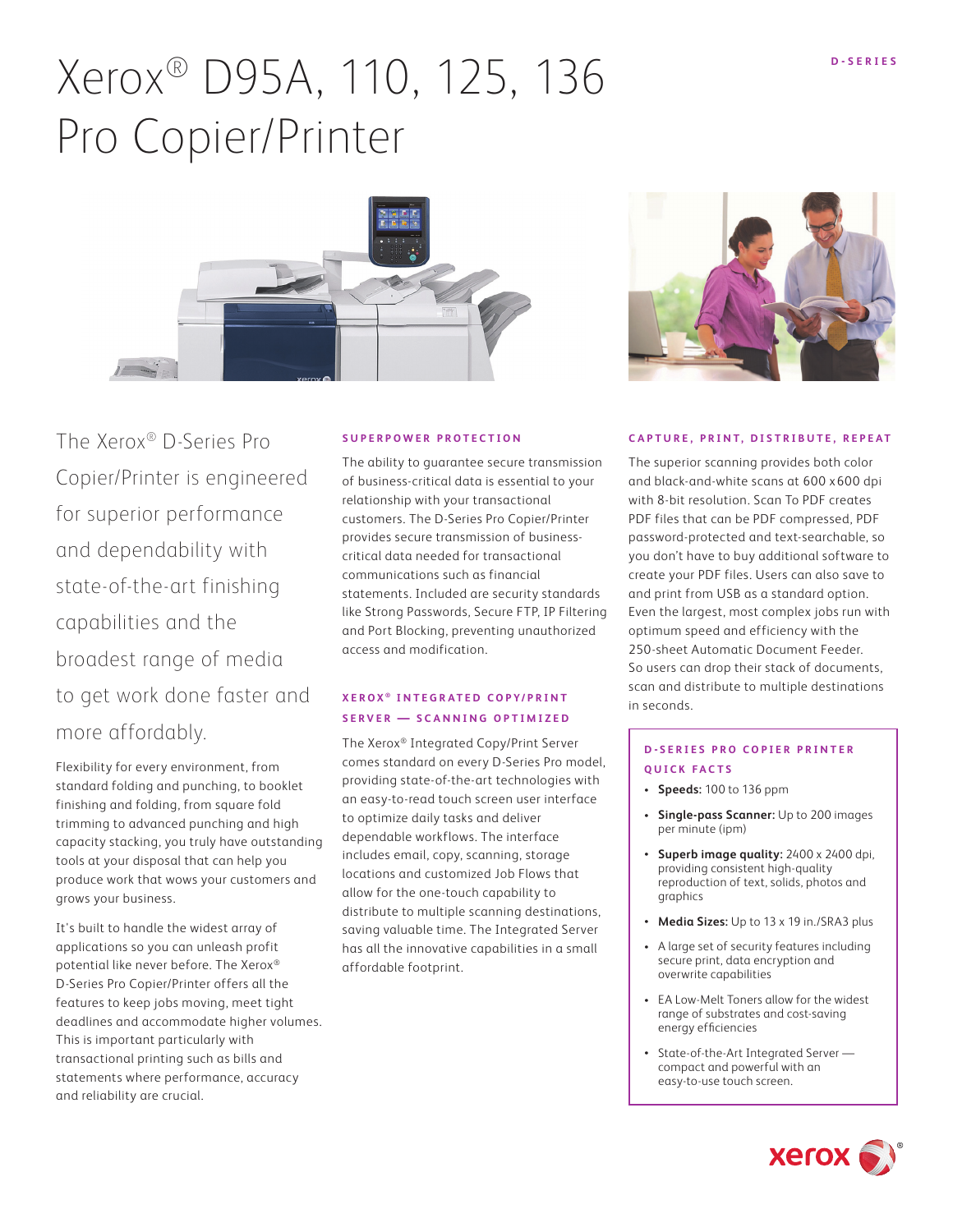# Xerox® D95A, 110, 125, 136 Pro Copier/Printer

D-SERIES

The Xerox® D-Series Pro Copier/Printer is engineered for superior performance and dependability with state-of-the-art finishing capabilities and the broadest range of media to get work done faster and more affordably.

Flexibility for every environment, from standard folding and punching, to booklet finishing and folding, from square fold trimming to advanced punching and high capacity stacking, you truly have outstanding tools at your disposal that can help you produce work that wows your customers and grows your business.

It's built to handle the widest array of applications so you can unleash profit potential like never before. The Xerox® D-Series Pro Copier/Printer offers all the features to keep jobs moving, meet tight deadlines and accommodate higher volumes. This is important particularly with transactional printing such as bills and statements where performance, accuracy and reliability are crucial.

## SUPERPOWER PROTECTION

The ability to guarantee secure transmission of business-critical data is essential to your relationship with your transactional customers. The D-Series Pro Copier/Printer provides secure transmission of business-critical data needed for transactional communications such as financial statements. Included are security standards like Strong Passwords, Secure FTP, IP Filtering and Port Blocking, preventing unauthorized access and modification.

## XEROX® INTEGRATED COPY/PRINT SERVER — SCANNING OPTIMIZED

The Xerox® Integrated Copy/Print Server comes standard on every D-Series Pro model, providing state-of-the-art technologies with an easy-to-read touch screen user interface to optimize daily tasks and deliver dependable workflows. The interface includes email, copy, scanning, storage locations and customized Job Flows that allow for the one-touch capability to distribute to multiple scanning destinations, saving valuable time. The Integrated Server has all the innovative capabilities in a small affordable footprint.

## CAPTURE, PRINT, DISTRIBUTE, REPEAT

The superior scanning provides both color and black-and-white scans at 600 x 600 dpi with 8-bit resolution. Scan To PDF creates PDF files that can be PDF compressed, PDF password-protected and text-searchable, so you don't have to buy additional software to create your PDF files. Users can also save to and print from USB as a standard option. Even the largest, most complex jobs run with optimum speed and efficiency with the 250-sheet Automatic Document Feeder. So users can drop their stack of documents, scan and distribute to multiple destinations in seconds.

## D-SERIES PRO COPIER PRINTER QUICK FACTS

- **Speeds:** 100 to 136 ppm
- **Single-pass Scanner:** Up to 200 images per minute (ipm)
- **Superb image quality:** 2400 x 2400 dpi, providing consistent high-quality reproduction of text, solids, photos and graphics
- **Media Sizes:** Up to 13 x 19 in./SRA3 plus
- A large set of security features including secure print, data encryption and overwrite capabilities
- EA Low-Melt Toners allow for the widest range of substrates and cost-saving energy efficiencies
- State-of-the-Art Integrated Server — compact and powerful with an easy-to-use touch screen.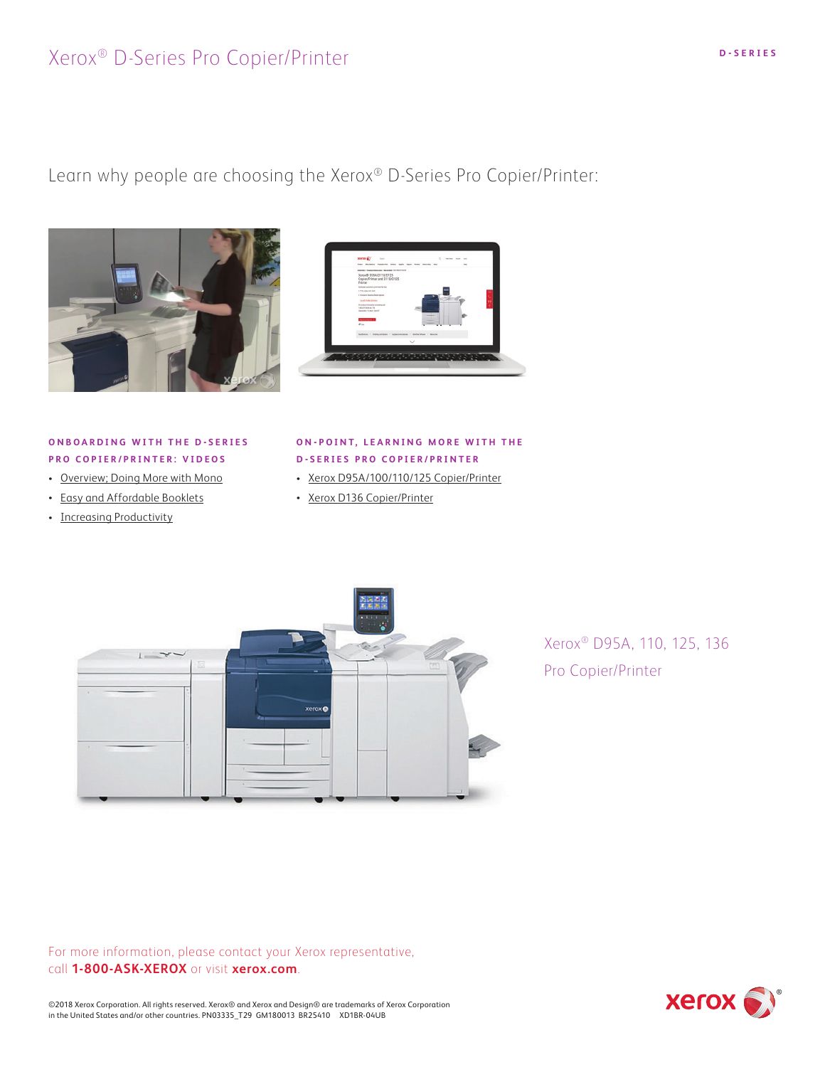# Xerox® D-Series Pro Copier/Printer

Learn why people are choosing the Xerox® D-Series Pro Copier/Printer:

### ONBOARDING WITH THE D-SERIES PRO COPIER/PRINTER: VIDEOS

- Overview; Doing More with Mono
- Easy and Affordable Booklets
- Increasing Productivity

### ON-POINT, LEARNING MORE WITH THE D-SERIES PRO COPIER/PRINTER

- Xerox D95A/100/110/125 Copier/Printer
- Xerox D136 Copier/Printer

Xerox® D95A, 110, 125, 136 Pro Copier/Printer

For more information, please contact your Xerox representative, call **1-800-ASK-XEROX** or visit **xerox.com**.

©2018 Xerox Corporation. All rights reserved. Xerox® and Xerox and Design® are trademarks of Xerox Corporation in the United States and/or other countries. PN03335_T29 GM180013 BR25410 XD1BR-04UB